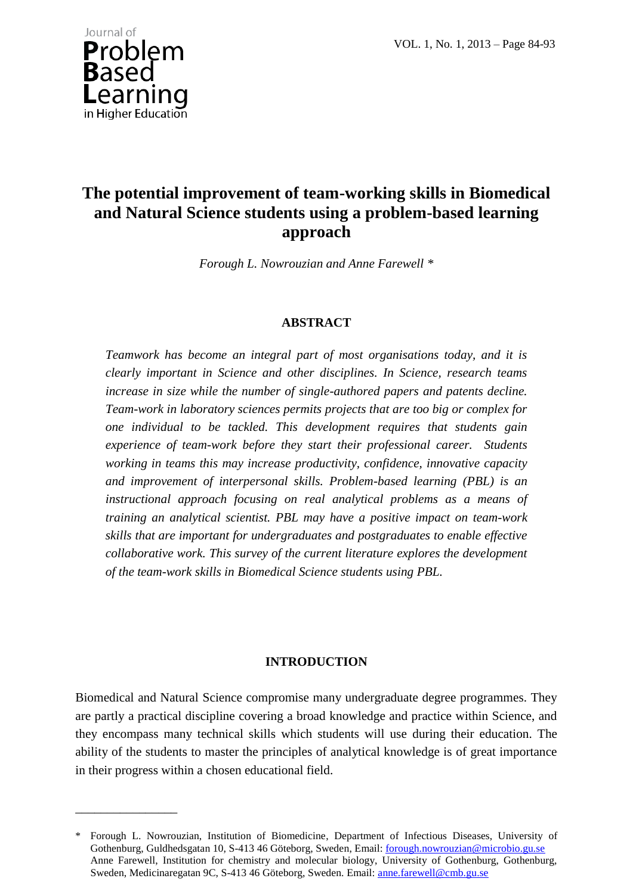# The potential improvement of team-working skills in Biomedical and Natural Science students using a problem-based learning approach

*Forough L. Nowrouzian and Anne Farewell \**

## ABSTRACT

*Teamwork has become an integral part of most organisations today, and it is clearly important in Science and other disciplines. In Science, research teams increase in size while the number of single-authored papers and patents decline. Team-work in laboratory sciences permits projects that are too big or complex for one individual to be tackled. This development requires that students gain experience of team-work before they start their professional career. Students working in teams this may increase productivity, confidence, innovative capacity and improvement of interpersonal skills. Problem-based learning (PBL) is an instructional approach focusing on real analytical problems as a means of training an analytical scientist. PBL may have a positive impact on team-work skills that are important for undergraduates and postgraduates to enable effective collaborative work. This survey of the current literature explores the development of the team-work skills in Biomedical Science students using PBL.*

## INTRODUCTION

Biomedical and Natural Science compromise many undergraduate degree programmes. They are partly a practical discipline covering a broad knowledge and practice within Science, and they encompass many technical skills which students will use during their education. The ability of the students to master the principles of analytical knowledge is of great importance in their progress within a chosen educational field.

---

\* Forough L. Nowrouzian, Institution of Biomedicine, Department of Infectious Diseases, University of Gothenburg, Guldhedsgatan 10, S-413 46 Göteborg, Sweden, Email: forough.nowrouzian@microbio.gu.se
Anne Farewell, Institution for chemistry and molecular biology, University of Gothenburg, Gothenburg, Sweden, Medicinaregatan 9C, S-413 46 Göteborg, Sweden. Email: anne.farewell@cmb.gu.se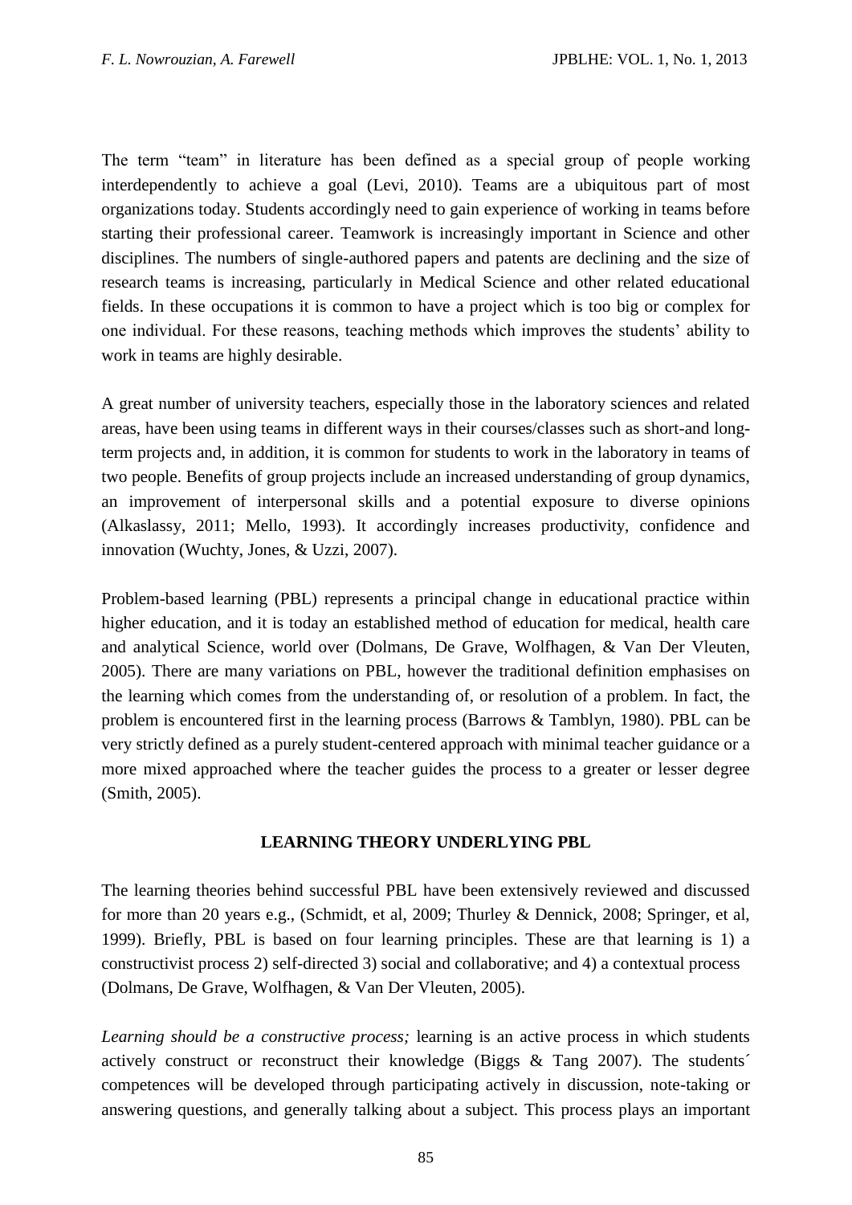The term "team" in literature has been defined as a special group of people working interdependently to achieve a goal (Levi, 2010). Teams are a ubiquitous part of most organizations today. Students accordingly need to gain experience of working in teams before starting their professional career. Teamwork is increasingly important in Science and other disciplines. The numbers of single-authored papers and patents are declining and the size of research teams is increasing, particularly in Medical Science and other related educational fields. In these occupations it is common to have a project which is too big or complex for one individual. For these reasons, teaching methods which improves the students' ability to work in teams are highly desirable.

A great number of university teachers, especially those in the laboratory sciences and related areas, have been using teams in different ways in their courses/classes such as short-and long-term projects and, in addition, it is common for students to work in the laboratory in teams of two people. Benefits of group projects include an increased understanding of group dynamics, an improvement of interpersonal skills and a potential exposure to diverse opinions (Alkaslassy, 2011; Mello, 1993). It accordingly increases productivity, confidence and innovation (Wuchty, Jones, & Uzzi, 2007).

Problem-based learning (PBL) represents a principal change in educational practice within higher education, and it is today an established method of education for medical, health care and analytical Science, world over (Dolmans, De Grave, Wolfhagen, & Van Der Vleuten, 2005). There are many variations on PBL, however the traditional definition emphasises on the learning which comes from the understanding of, or resolution of a problem. In fact, the problem is encountered first in the learning process (Barrows & Tamblyn, 1980). PBL can be very strictly defined as a purely student-centered approach with minimal teacher guidance or a more mixed approached where the teacher guides the process to a greater or lesser degree (Smith, 2005).

## LEARNING THEORY UNDERLYING PBL

The learning theories behind successful PBL have been extensively reviewed and discussed for more than 20 years e.g., (Schmidt, et al, 2009; Thurley & Dennick, 2008; Springer, et al, 1999). Briefly, PBL is based on four learning principles. These are that learning is 1) a constructivist process 2) self-directed 3) social and collaborative; and 4) a contextual process (Dolmans, De Grave, Wolfhagen, & Van Der Vleuten, 2005).

*Learning should be a constructive process;* learning is an active process in which students actively construct or reconstruct their knowledge (Biggs & Tang 2007). The students´ competences will be developed through participating actively in discussion, note-taking or answering questions, and generally talking about a subject. This process plays an important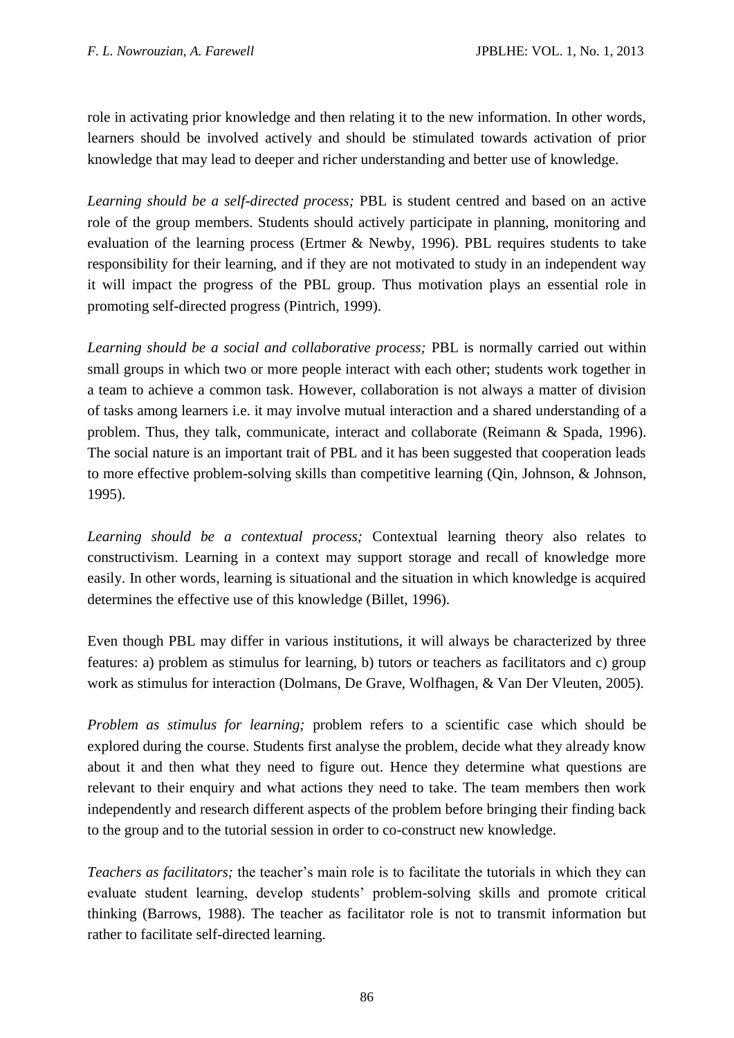role in activating prior knowledge and then relating it to the new information. In other words, learners should be involved actively and should be stimulated towards activation of prior knowledge that may lead to deeper and richer understanding and better use of knowledge.

*Learning should be a self-directed process;* PBL is student centred and based on an active role of the group members. Students should actively participate in planning, monitoring and evaluation of the learning process (Ertmer & Newby, 1996). PBL requires students to take responsibility for their learning, and if they are not motivated to study in an independent way it will impact the progress of the PBL group. Thus motivation plays an essential role in promoting self-directed progress (Pintrich, 1999).

*Learning should be a social and collaborative process;* PBL is normally carried out within small groups in which two or more people interact with each other; students work together in a team to achieve a common task. However, collaboration is not always a matter of division of tasks among learners i.e. it may involve mutual interaction and a shared understanding of a problem. Thus, they talk, communicate, interact and collaborate (Reimann & Spada, 1996). The social nature is an important trait of PBL and it has been suggested that cooperation leads to more effective problem-solving skills than competitive learning (Qin, Johnson, & Johnson, 1995).

*Learning should be a contextual process;* Contextual learning theory also relates to constructivism. Learning in a context may support storage and recall of knowledge more easily. In other words, learning is situational and the situation in which knowledge is acquired determines the effective use of this knowledge (Billet, 1996).

Even though PBL may differ in various institutions, it will always be characterized by three features: a) problem as stimulus for learning, b) tutors or teachers as facilitators and c) group work as stimulus for interaction (Dolmans, De Grave, Wolfhagen, & Van Der Vleuten, 2005).

*Problem as stimulus for learning;* problem refers to a scientific case which should be explored during the course. Students first analyse the problem, decide what they already know about it and then what they need to figure out. Hence they determine what questions are relevant to their enquiry and what actions they need to take. The team members then work independently and research different aspects of the problem before bringing their finding back to the group and to the tutorial session in order to co-construct new knowledge.

*Teachers as facilitators;* the teacher's main role is to facilitate the tutorials in which they can evaluate student learning, develop students' problem-solving skills and promote critical thinking (Barrows, 1988). The teacher as facilitator role is not to transmit information but rather to facilitate self-directed learning.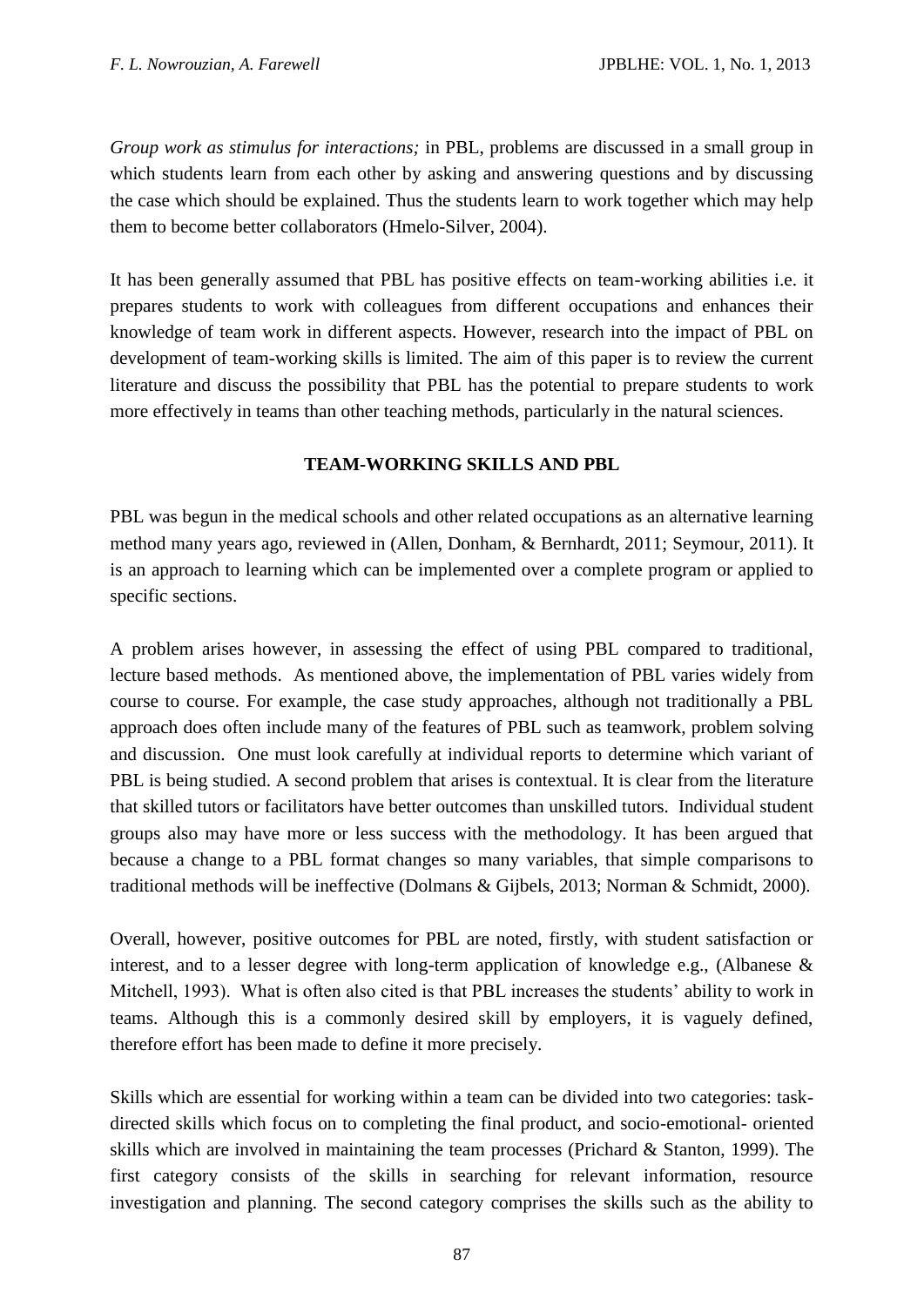*Group work as stimulus for interactions;* in PBL, problems are discussed in a small group in which students learn from each other by asking and answering questions and by discussing the case which should be explained. Thus the students learn to work together which may help them to become better collaborators (Hmelo-Silver, 2004).

It has been generally assumed that PBL has positive effects on team-working abilities i.e. it prepares students to work with colleagues from different occupations and enhances their knowledge of team work in different aspects. However, research into the impact of PBL on development of team-working skills is limited. The aim of this paper is to review the current literature and discuss the possibility that PBL has the potential to prepare students to work more effectively in teams than other teaching methods, particularly in the natural sciences.

## TEAM-WORKING SKILLS AND PBL

PBL was begun in the medical schools and other related occupations as an alternative learning method many years ago, reviewed in (Allen, Donham, & Bernhardt, 2011; Seymour, 2011). It is an approach to learning which can be implemented over a complete program or applied to specific sections.

A problem arises however, in assessing the effect of using PBL compared to traditional, lecture based methods. As mentioned above, the implementation of PBL varies widely from course to course. For example, the case study approaches, although not traditionally a PBL approach does often include many of the features of PBL such as teamwork, problem solving and discussion. One must look carefully at individual reports to determine which variant of PBL is being studied. A second problem that arises is contextual. It is clear from the literature that skilled tutors or facilitators have better outcomes than unskilled tutors. Individual student groups also may have more or less success with the methodology. It has been argued that because a change to a PBL format changes so many variables, that simple comparisons to traditional methods will be ineffective (Dolmans & Gijbels, 2013; Norman & Schmidt, 2000).

Overall, however, positive outcomes for PBL are noted, firstly, with student satisfaction or interest, and to a lesser degree with long-term application of knowledge e.g., (Albanese & Mitchell, 1993). What is often also cited is that PBL increases the students' ability to work in teams. Although this is a commonly desired skill by employers, it is vaguely defined, therefore effort has been made to define it more precisely.

Skills which are essential for working within a team can be divided into two categories: task-directed skills which focus on to completing the final product, and socio-emotional- oriented skills which are involved in maintaining the team processes (Prichard & Stanton, 1999). The first category consists of the skills in searching for relevant information, resource investigation and planning. The second category comprises the skills such as the ability to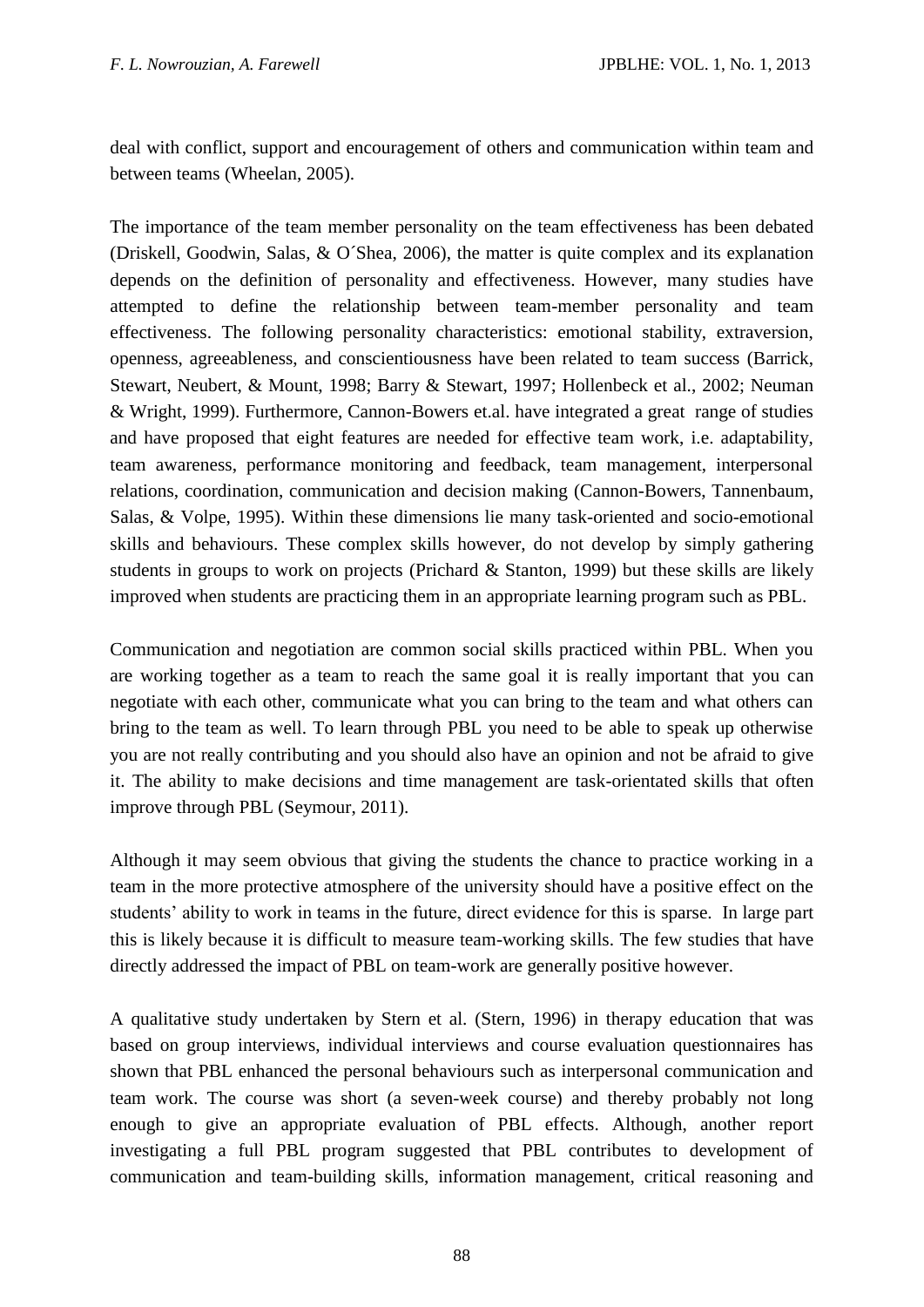deal with conflict, support and encouragement of others and communication within team and between teams (Wheelan, 2005).

The importance of the team member personality on the team effectiveness has been debated (Driskell, Goodwin, Salas, & O´Shea, 2006), the matter is quite complex and its explanation depends on the definition of personality and effectiveness. However, many studies have attempted to define the relationship between team-member personality and team effectiveness. The following personality characteristics: emotional stability, extraversion, openness, agreeableness, and conscientiousness have been related to team success (Barrick, Stewart, Neubert, & Mount, 1998; Barry & Stewart, 1997; Hollenbeck et al., 2002; Neuman & Wright, 1999). Furthermore, Cannon-Bowers et.al. have integrated a great range of studies and have proposed that eight features are needed for effective team work, i.e. adaptability, team awareness, performance monitoring and feedback, team management, interpersonal relations, coordination, communication and decision making (Cannon-Bowers, Tannenbaum, Salas, & Volpe, 1995). Within these dimensions lie many task-oriented and socio-emotional skills and behaviours. These complex skills however, do not develop by simply gathering students in groups to work on projects (Prichard & Stanton, 1999) but these skills are likely improved when students are practicing them in an appropriate learning program such as PBL.

Communication and negotiation are common social skills practiced within PBL. When you are working together as a team to reach the same goal it is really important that you can negotiate with each other, communicate what you can bring to the team and what others can bring to the team as well. To learn through PBL you need to be able to speak up otherwise you are not really contributing and you should also have an opinion and not be afraid to give it. The ability to make decisions and time management are task-orientated skills that often improve through PBL (Seymour, 2011).

Although it may seem obvious that giving the students the chance to practice working in a team in the more protective atmosphere of the university should have a positive effect on the students' ability to work in teams in the future, direct evidence for this is sparse. In large part this is likely because it is difficult to measure team-working skills. The few studies that have directly addressed the impact of PBL on team-work are generally positive however.

A qualitative study undertaken by Stern et al. (Stern, 1996) in therapy education that was based on group interviews, individual interviews and course evaluation questionnaires has shown that PBL enhanced the personal behaviours such as interpersonal communication and team work. The course was short (a seven-week course) and thereby probably not long enough to give an appropriate evaluation of PBL effects. Although, another report investigating a full PBL program suggested that PBL contributes to development of communication and team-building skills, information management, critical reasoning and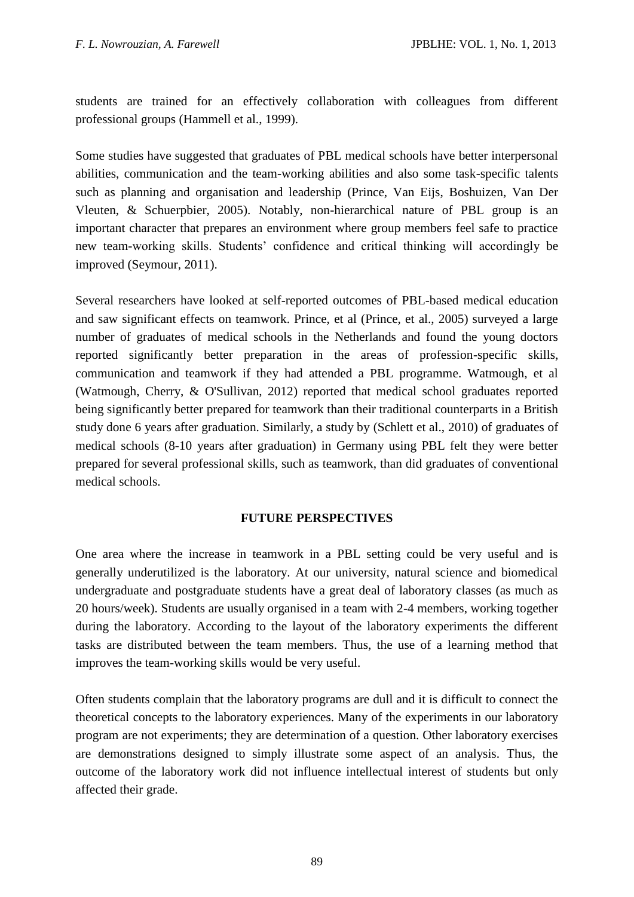students are trained for an effectively collaboration with colleagues from different professional groups (Hammell et al., 1999).

Some studies have suggested that graduates of PBL medical schools have better interpersonal abilities, communication and the team-working abilities and also some task-specific talents such as planning and organisation and leadership (Prince, Van Eijs, Boshuizen, Van Der Vleuten, & Schuerpbier, 2005). Notably, non-hierarchical nature of PBL group is an important character that prepares an environment where group members feel safe to practice new team-working skills. Students' confidence and critical thinking will accordingly be improved (Seymour, 2011).

Several researchers have looked at self-reported outcomes of PBL-based medical education and saw significant effects on teamwork. Prince, et al (Prince, et al., 2005) surveyed a large number of graduates of medical schools in the Netherlands and found the young doctors reported significantly better preparation in the areas of profession-specific skills, communication and teamwork if they had attended a PBL programme. Watmough, et al (Watmough, Cherry, & O'Sullivan, 2012) reported that medical school graduates reported being significantly better prepared for teamwork than their traditional counterparts in a British study done 6 years after graduation. Similarly, a study by (Schlett et al., 2010) of graduates of medical schools (8-10 years after graduation) in Germany using PBL felt they were better prepared for several professional skills, such as teamwork, than did graduates of conventional medical schools.

## FUTURE PERSPECTIVES

One area where the increase in teamwork in a PBL setting could be very useful and is generally underutilized is the laboratory. At our university, natural science and biomedical undergraduate and postgraduate students have a great deal of laboratory classes (as much as 20 hours/week). Students are usually organised in a team with 2-4 members, working together during the laboratory. According to the layout of the laboratory experiments the different tasks are distributed between the team members. Thus, the use of a learning method that improves the team-working skills would be very useful.

Often students complain that the laboratory programs are dull and it is difficult to connect the theoretical concepts to the laboratory experiences. Many of the experiments in our laboratory program are not experiments; they are determination of a question. Other laboratory exercises are demonstrations designed to simply illustrate some aspect of an analysis. Thus, the outcome of the laboratory work did not influence intellectual interest of students but only affected their grade.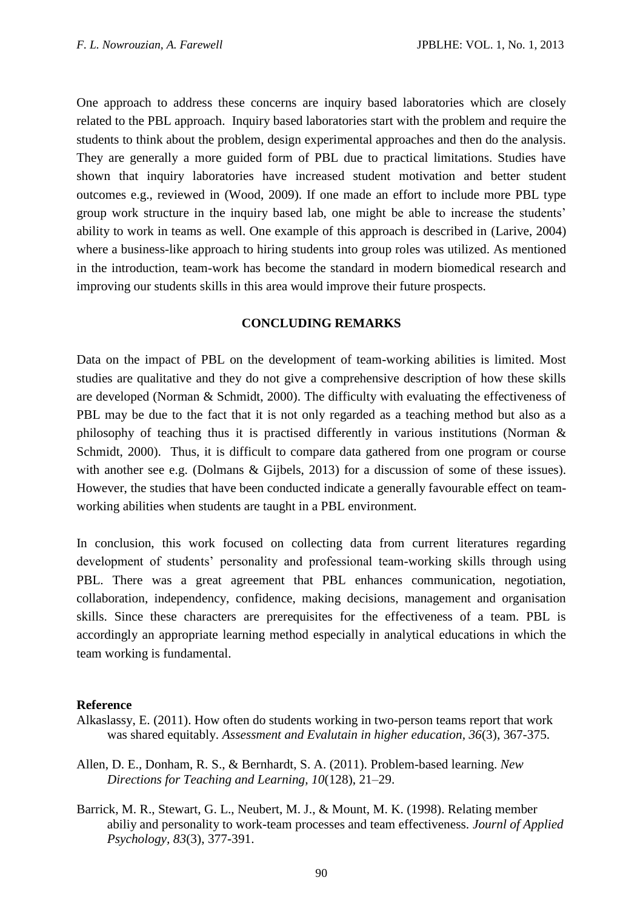One approach to address these concerns are inquiry based laboratories which are closely related to the PBL approach. Inquiry based laboratories start with the problem and require the students to think about the problem, design experimental approaches and then do the analysis. They are generally a more guided form of PBL due to practical limitations. Studies have shown that inquiry laboratories have increased student motivation and better student outcomes e.g., reviewed in (Wood, 2009). If one made an effort to include more PBL type group work structure in the inquiry based lab, one might be able to increase the students' ability to work in teams as well. One example of this approach is described in (Larive, 2004) where a business-like approach to hiring students into group roles was utilized. As mentioned in the introduction, team-work has become the standard in modern biomedical research and improving our students skills in this area would improve their future prospects.

## CONCLUDING REMARKS

Data on the impact of PBL on the development of team-working abilities is limited. Most studies are qualitative and they do not give a comprehensive description of how these skills are developed (Norman & Schmidt, 2000). The difficulty with evaluating the effectiveness of PBL may be due to the fact that it is not only regarded as a teaching method but also as a philosophy of teaching thus it is practised differently in various institutions (Norman & Schmidt, 2000). Thus, it is difficult to compare data gathered from one program or course with another see e.g. (Dolmans & Gijbels, 2013) for a discussion of some of these issues). However, the studies that have been conducted indicate a generally favourable effect on team-working abilities when students are taught in a PBL environment.

In conclusion, this work focused on collecting data from current literatures regarding development of students' personality and professional team-working skills through using PBL. There was a great agreement that PBL enhances communication, negotiation, collaboration, independency, confidence, making decisions, management and organisation skills. Since these characters are prerequisites for the effectiveness of a team. PBL is accordingly an appropriate learning method especially in analytical educations in which the team working is fundamental.

**Reference**

Alkaslassy, E. (2011). How often do students working in two-person teams report that work was shared equitably. *Assessment and Evalutain in higher education, 36*(3), 367-375.

Allen, D. E., Donham, R. S., & Bernhardt, S. A. (2011). Problem-based learning. *New Directions for Teaching and Learning, 10*(128), 21–29.

Barrick, M. R., Stewart, G. L., Neubert, M. J., & Mount, M. K. (1998). Relating member abiliy and personality to work-team processes and team effectiveness. *Journl of Applied Psychology, 83*(3), 377-391.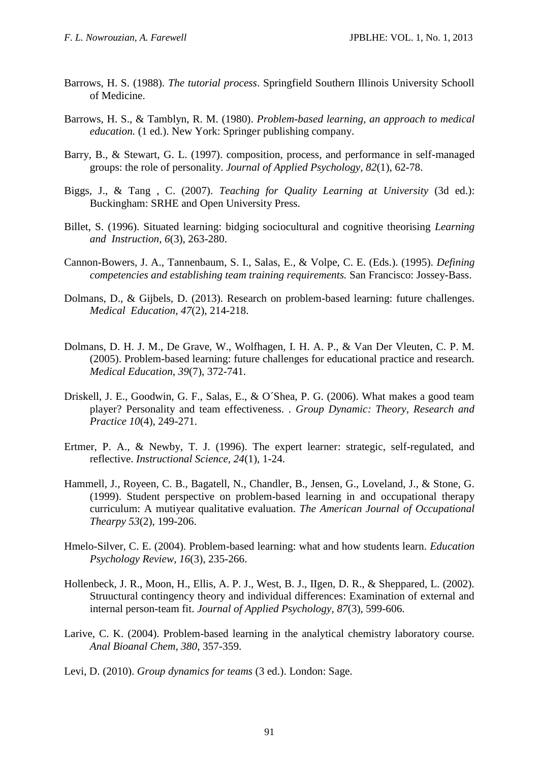Barrows, H. S. (1988). *The tutorial process*. Springfield Southern Illinois University Schooll of Medicine.

Barrows, H. S., & Tamblyn, R. M. (1980). *Problem-based learning, an approach to medical education.* (1 ed.). New York: Springer publishing company.

Barry, B., & Stewart, G. L. (1997). composition, process, and performance in self-managed groups: the role of personality. *Journal of Applied Psychology, 82*(1), 62-78.

Biggs, J., & Tang , C. (2007). *Teaching for Quality Learning at University* (3d ed.): Buckingham: SRHE and Open University Press.

Billet, S. (1996). Situated learning: bidging sociocultural and cognitive theorising *Learning and Instruction, 6*(3), 263-280.

Cannon-Bowers, J. A., Tannenbaum, S. I., Salas, E., & Volpe, C. E. (Eds.). (1995). *Defining competencies and establishing team training requirements.* San Francisco: Jossey-Bass.

Dolmans, D., & Gijbels, D. (2013). Research on problem-based learning: future challenges. *Medical Education, 47*(2), 214-218.

Dolmans, D. H. J. M., De Grave, W., Wolfhagen, I. H. A. P., & Van Der Vleuten, C. P. M. (2005). Problem-based learning: future challenges for educational practice and research. *Medical Education, 39*(7), 372-741.

Driskell, J. E., Goodwin, G. F., Salas, E., & O´Shea, P. G. (2006). What makes a good team player? Personality and team effectiveness. . *Group Dynamic: Theory, Research and Practice 10*(4), 249-271.

Ertmer, P. A., & Newby, T. J. (1996). The expert learner: strategic, self-regulated, and reflective. *Instructional Science, 24*(1), 1-24.

Hammell, J., Royeen, C. B., Bagatell, N., Chandler, B., Jensen, G., Loveland, J., & Stone, G. (1999). Student perspective on problem-based learning in and occupational therapy curriculum: A mutiyear qualitative evaluation. *The American Journal of Occupational Thearpy 53*(2), 199-206.

Hmelo-Silver, C. E. (2004). Problem-based learning: what and how students learn. *Education Psychology Review, 16*(3), 235-266.

Hollenbeck, J. R., Moon, H., Ellis, A. P. J., West, B. J., IIgen, D. R., & Sheppared, L. (2002). Struuctural contingency theory and individual differences: Examination of external and internal person-team fit. *Journal of Applied Psychology, 87*(3), 599-606.

Larive, C. K. (2004). Problem-based learning in the analytical chemistry laboratory course. *Anal Bioanal Chem, 380*, 357-359.

Levi, D. (2010). *Group dynamics for teams* (3 ed.). London: Sage.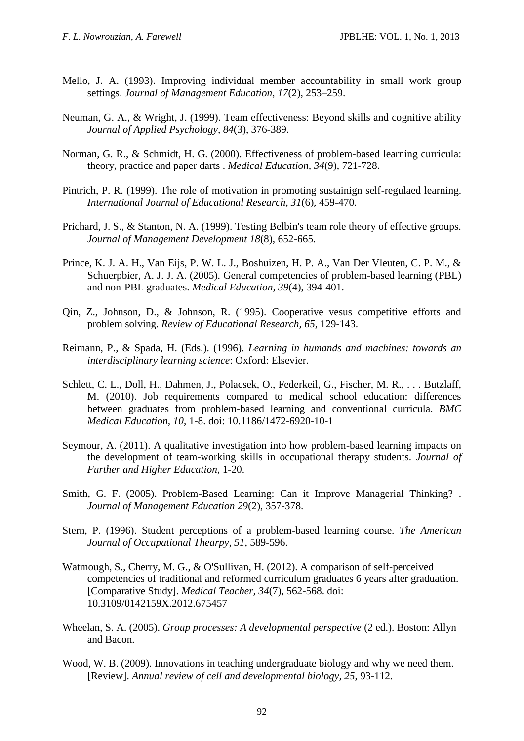Mello, J. A. (1993). Improving individual member accountability in small work group settings. *Journal of Management Education, 17*(2), 253–259.

Neuman, G. A., & Wright, J. (1999). Team effectiveness: Beyond skills and cognitive ability *Journal of Applied Psychology, 84*(3), 376-389.

Norman, G. R., & Schmidt, H. G. (2000). Effectiveness of problem-based learning curricula: theory, practice and paper darts . *Medical Education, 34*(9), 721-728.

Pintrich, P. R. (1999). The role of motivation in promoting sustainign self-regulaed learning. *International Journal of Educational Research, 31*(6), 459-470.

Prichard, J. S., & Stanton, N. A. (1999). Testing Belbin's team role theory of effective groups. *Journal of Management Development 18*(8), 652-665.

Prince, K. J. A. H., Van Eijs, P. W. L. J., Boshuizen, H. P. A., Van Der Vleuten, C. P. M., & Schuerpbier, A. J. J. A. (2005). General competencies of problem-based learning (PBL) and non-PBL graduates. *Medical Education, 39*(4), 394-401.

Qin, Z., Johnson, D., & Johnson, R. (1995). Cooperative vesus competitive efforts and problem solving. *Review of Educational Research, 65*, 129-143.

Reimann, P., & Spada, H. (Eds.). (1996). *Learning in humands and machines: towards an interdisciplinary learning science*: Oxford: Elsevier.

Schlett, C. L., Doll, H., Dahmen, J., Polacsek, O., Federkeil, G., Fischer, M. R., . . . Butzlaff, M. (2010). Job requirements compared to medical school education: differences between graduates from problem-based learning and conventional curricula. *BMC Medical Education, 10*, 1-8. doi: 10.1186/1472-6920-10-1

Seymour, A. (2011). A qualitative investigation into how problem-based learning impacts on the development of team-working skills in occupational therapy students. *Journal of Further and Higher Education*, 1-20.

Smith, G. F. (2005). Problem-Based Learning: Can it Improve Managerial Thinking? . *Journal of Management Education 29*(2), 357-378.

Stern, P. (1996). Student perceptions of a problem-based learning course. *The American Journal of Occupational Thearpy, 51*, 589-596.

Watmough, S., Cherry, M. G., & O'Sullivan, H. (2012). A comparison of self-perceived competencies of traditional and reformed curriculum graduates 6 years after graduation. [Comparative Study]. *Medical Teacher, 34*(7), 562-568. doi: 10.3109/0142159X.2012.675457

Wheelan, S. A. (2005). *Group processes: A developmental perspective* (2 ed.). Boston: Allyn and Bacon.

Wood, W. B. (2009). Innovations in teaching undergraduate biology and why we need them. [Review]. *Annual review of cell and developmental biology, 25*, 93-112.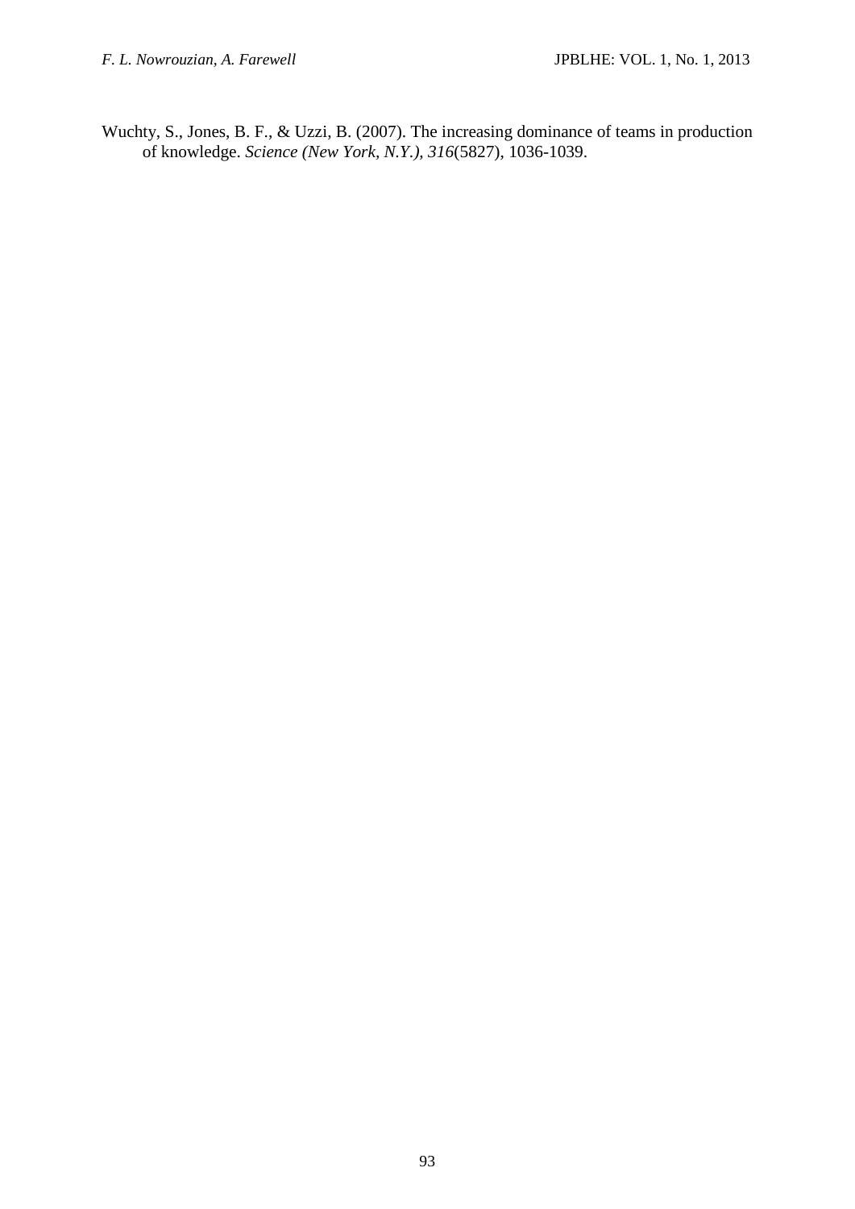Wuchty, S., Jones, B. F., & Uzzi, B. (2007). The increasing dominance of teams in production of knowledge. *Science (New York, N.Y.), 316*(5827), 1036-1039.